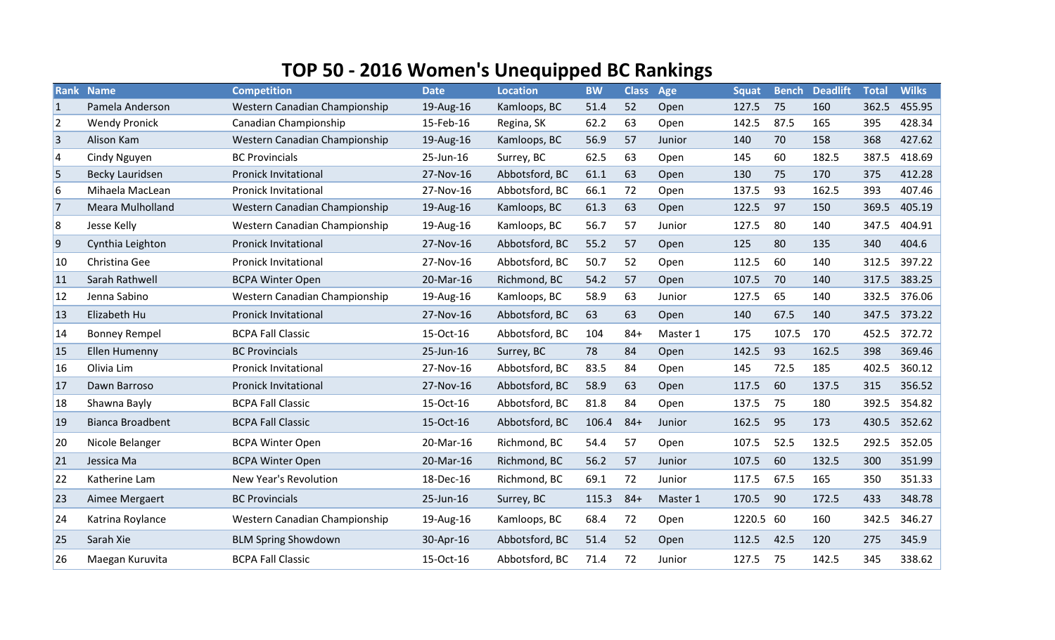# TOP 50 - 2016 Women's Unequipped BC Rankings

| Rank | Name | Competition | Date | Location | BW | Class | Age | Squat | Bench | Deadlift | Total | Wilks |
|---|---|---|---|---|---|---|---|---|---|---|---|---|
| 1 | Pamela Anderson | Western Canadian Championship | 19-Aug-16 | Kamloops, BC | 51.4 | 52 | Open | 127.5 | 75 | 160 | 362.5 | 455.95 |
| 2 | Wendy Pronick | Canadian Championship | 15-Feb-16 | Regina, SK | 62.2 | 63 | Open | 142.5 | 87.5 | 165 | 395 | 428.34 |
| 3 | Alison Kam | Western Canadian Championship | 19-Aug-16 | Kamloops, BC | 56.9 | 57 | Junior | 140 | 70 | 158 | 368 | 427.62 |
| 4 | Cindy Nguyen | BC Provincials | 25-Jun-16 | Surrey, BC | 62.5 | 63 | Open | 145 | 60 | 182.5 | 387.5 | 418.69 |
| 5 | Becky Lauridsen | Pronick Invitational | 27-Nov-16 | Abbotsford, BC | 61.1 | 63 | Open | 130 | 75 | 170 | 375 | 412.28 |
| 6 | Mihaela MacLean | Pronick Invitational | 27-Nov-16 | Abbotsford, BC | 66.1 | 72 | Open | 137.5 | 93 | 162.5 | 393 | 407.46 |
| 7 | Meara Mulholland | Western Canadian Championship | 19-Aug-16 | Kamloops, BC | 61.3 | 63 | Open | 122.5 | 97 | 150 | 369.5 | 405.19 |
| 8 | Jesse Kelly | Western Canadian Championship | 19-Aug-16 | Kamloops, BC | 56.7 | 57 | Junior | 127.5 | 80 | 140 | 347.5 | 404.91 |
| 9 | Cynthia Leighton | Pronick Invitational | 27-Nov-16 | Abbotsford, BC | 55.2 | 57 | Open | 125 | 80 | 135 | 340 | 404.6 |
| 10 | Christina Gee | Pronick Invitational | 27-Nov-16 | Abbotsford, BC | 50.7 | 52 | Open | 112.5 | 60 | 140 | 312.5 | 397.22 |
| 11 | Sarah Rathwell | BCPA Winter Open | 20-Mar-16 | Richmond, BC | 54.2 | 57 | Open | 107.5 | 70 | 140 | 317.5 | 383.25 |
| 12 | Jenna Sabino | Western Canadian Championship | 19-Aug-16 | Kamloops, BC | 58.9 | 63 | Junior | 127.5 | 65 | 140 | 332.5 | 376.06 |
| 13 | Elizabeth Hu | Pronick Invitational | 27-Nov-16 | Abbotsford, BC | 63 | 63 | Open | 140 | 67.5 | 140 | 347.5 | 373.22 |
| 14 | Bonney Rempel | BCPA Fall Classic | 15-Oct-16 | Abbotsford, BC | 104 | 84+ | Master 1 | 175 | 107.5 | 170 | 452.5 | 372.72 |
| 15 | Ellen Humenny | BC Provincials | 25-Jun-16 | Surrey, BC | 78 | 84 | Open | 142.5 | 93 | 162.5 | 398 | 369.46 |
| 16 | Olivia Lim | Pronick Invitational | 27-Nov-16 | Abbotsford, BC | 83.5 | 84 | Open | 145 | 72.5 | 185 | 402.5 | 360.12 |
| 17 | Dawn Barroso | Pronick Invitational | 27-Nov-16 | Abbotsford, BC | 58.9 | 63 | Open | 117.5 | 60 | 137.5 | 315 | 356.52 |
| 18 | Shawna Bayly | BCPA Fall Classic | 15-Oct-16 | Abbotsford, BC | 81.8 | 84 | Open | 137.5 | 75 | 180 | 392.5 | 354.82 |
| 19 | Bianca Broadbent | BCPA Fall Classic | 15-Oct-16 | Abbotsford, BC | 106.4 | 84+ | Junior | 162.5 | 95 | 173 | 430.5 | 352.62 |
| 20 | Nicole Belanger | BCPA Winter Open | 20-Mar-16 | Richmond, BC | 54.4 | 57 | Open | 107.5 | 52.5 | 132.5 | 292.5 | 352.05 |
| 21 | Jessica Ma | BCPA Winter Open | 20-Mar-16 | Richmond, BC | 56.2 | 57 | Junior | 107.5 | 60 | 132.5 | 300 | 351.99 |
| 22 | Katherine Lam | New Year's Revolution | 18-Dec-16 | Richmond, BC | 69.1 | 72 | Junior | 117.5 | 67.5 | 165 | 350 | 351.33 |
| 23 | Aimee Mergaert | BC Provincials | 25-Jun-16 | Surrey, BC | 115.3 | 84+ | Master 1 | 170.5 | 90 | 172.5 | 433 | 348.78 |
| 24 | Katrina Roylance | Western Canadian Championship | 19-Aug-16 | Kamloops, BC | 68.4 | 72 | Open | 1220.5 | 60 | 160 | 342.5 | 346.27 |
| 25 | Sarah Xie | BLM Spring Showdown | 30-Apr-16 | Abbotsford, BC | 51.4 | 52 | Open | 112.5 | 42.5 | 120 | 275 | 345.9 |
| 26 | Maegan Kuruvita | BCPA Fall Classic | 15-Oct-16 | Abbotsford, BC | 71.4 | 72 | Junior | 127.5 | 75 | 142.5 | 345 | 338.62 |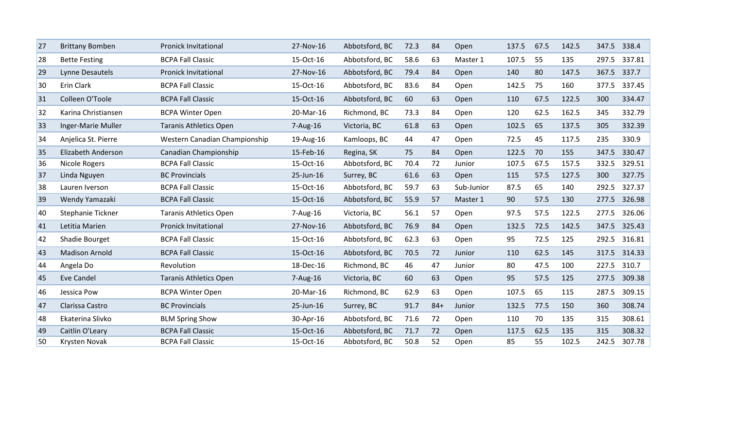| | | | | | | | | | | | | |
|---|---|---|---|---|---|---|---|---|---|---|---|---|
| 27 | Brittany Bomben | Pronick Invitational | 27-Nov-16 | Abbotsford, BC | 72.3 | 84 | Open | 137.5 | 67.5 | 142.5 | 347.5 | 338.4 |
| 28 | Bette Festing | BCPA Fall Classic | 15-Oct-16 | Abbotsford, BC | 58.6 | 63 | Master 1 | 107.5 | 55 | 135 | 297.5 | 337.81 |
| 29 | Lynne Desautels | Pronick Invitational | 27-Nov-16 | Abbotsford, BC | 79.4 | 84 | Open | 140 | 80 | 147.5 | 367.5 | 337.7 |
| 30 | Erin Clark | BCPA Fall Classic | 15-Oct-16 | Abbotsford, BC | 83.6 | 84 | Open | 142.5 | 75 | 160 | 377.5 | 337.45 |
| 31 | Colleen O'Toole | BCPA Fall Classic | 15-Oct-16 | Abbotsford, BC | 60 | 63 | Open | 110 | 67.5 | 122.5 | 300 | 334.47 |
| 32 | Karina Christiansen | BCPA Winter Open | 20-Mar-16 | Richmond, BC | 73.3 | 84 | Open | 120 | 62.5 | 162.5 | 345 | 332.79 |
| 33 | Inger-Marie Muller | Taranis Athletics Open | 7-Aug-16 | Victoria, BC | 61.8 | 63 | Open | 102.5 | 65 | 137.5 | 305 | 332.39 |
| 34 | Anjelica St. Pierre | Western Canadian Championship | 19-Aug-16 | Kamloops, BC | 44 | 47 | Open | 72.5 | 45 | 117.5 | 235 | 330.9 |
| 35 | Elizabeth Anderson | Canadian Championship | 15-Feb-16 | Regina, SK | 75 | 84 | Open | 122.5 | 70 | 155 | 347.5 | 330.47 |
| 36 | Nicole Rogers | BCPA Fall Classic | 15-Oct-16 | Abbotsford, BC | 70.4 | 72 | Junior | 107.5 | 67.5 | 157.5 | 332.5 | 329.51 |
| 37 | Linda Nguyen | BC Provincials | 25-Jun-16 | Surrey, BC | 61.6 | 63 | Open | 115 | 57.5 | 127.5 | 300 | 327.75 |
| 38 | Lauren Iverson | BCPA Fall Classic | 15-Oct-16 | Abbotsford, BC | 59.7 | 63 | Sub-Junior | 87.5 | 65 | 140 | 292.5 | 327.37 |
| 39 | Wendy Yamazaki | BCPA Fall Classic | 15-Oct-16 | Abbotsford, BC | 55.9 | 57 | Master 1 | 90 | 57.5 | 130 | 277.5 | 326.98 |
| 40 | Stephanie Tickner | Taranis Athletics Open | 7-Aug-16 | Victoria, BC | 56.1 | 57 | Open | 97.5 | 57.5 | 122.5 | 277.5 | 326.06 |
| 41 | Letitia Marien | Pronick Invitational | 27-Nov-16 | Abbotsford, BC | 76.9 | 84 | Open | 132.5 | 72.5 | 142.5 | 347.5 | 325.43 |
| 42 | Shadie Bourget | BCPA Fall Classic | 15-Oct-16 | Abbotsford, BC | 62.3 | 63 | Open | 95 | 72.5 | 125 | 292.5 | 316.81 |
| 43 | Madison Arnold | BCPA Fall Classic | 15-Oct-16 | Abbotsford, BC | 70.5 | 72 | Junior | 110 | 62.5 | 145 | 317.5 | 314.33 |
| 44 | Angela Do | Revolution | 18-Dec-16 | Richmond, BC | 46 | 47 | Junior | 80 | 47.5 | 100 | 227.5 | 310.7 |
| 45 | Eve Candel | Taranis Athletics Open | 7-Aug-16 | Victoria, BC | 60 | 63 | Open | 95 | 57.5 | 125 | 277.5 | 309.38 |
| 46 | Jessica Pow | BCPA Winter Open | 20-Mar-16 | Richmond, BC | 62.9 | 63 | Open | 107.5 | 65 | 115 | 287.5 | 309.15 |
| 47 | Clarissa Castro | BC Provincials | 25-Jun-16 | Surrey, BC | 91.7 | 84+ | Junior | 132.5 | 77.5 | 150 | 360 | 308.74 |
| 48 | Ekaterina Slivko | BLM Spring Show | 30-Apr-16 | Abbotsford, BC | 71.6 | 72 | Open | 110 | 70 | 135 | 315 | 308.61 |
| 49 | Caitlin O'Leary | BCPA Fall Classic | 15-Oct-16 | Abbotsford, BC | 71.7 | 72 | Open | 117.5 | 62.5 | 135 | 315 | 308.32 |
| 50 | Krysten Novak | BCPA Fall Classic | 15-Oct-16 | Abbotsford, BC | 50.8 | 52 | Open | 85 | 55 | 102.5 | 242.5 | 307.78 |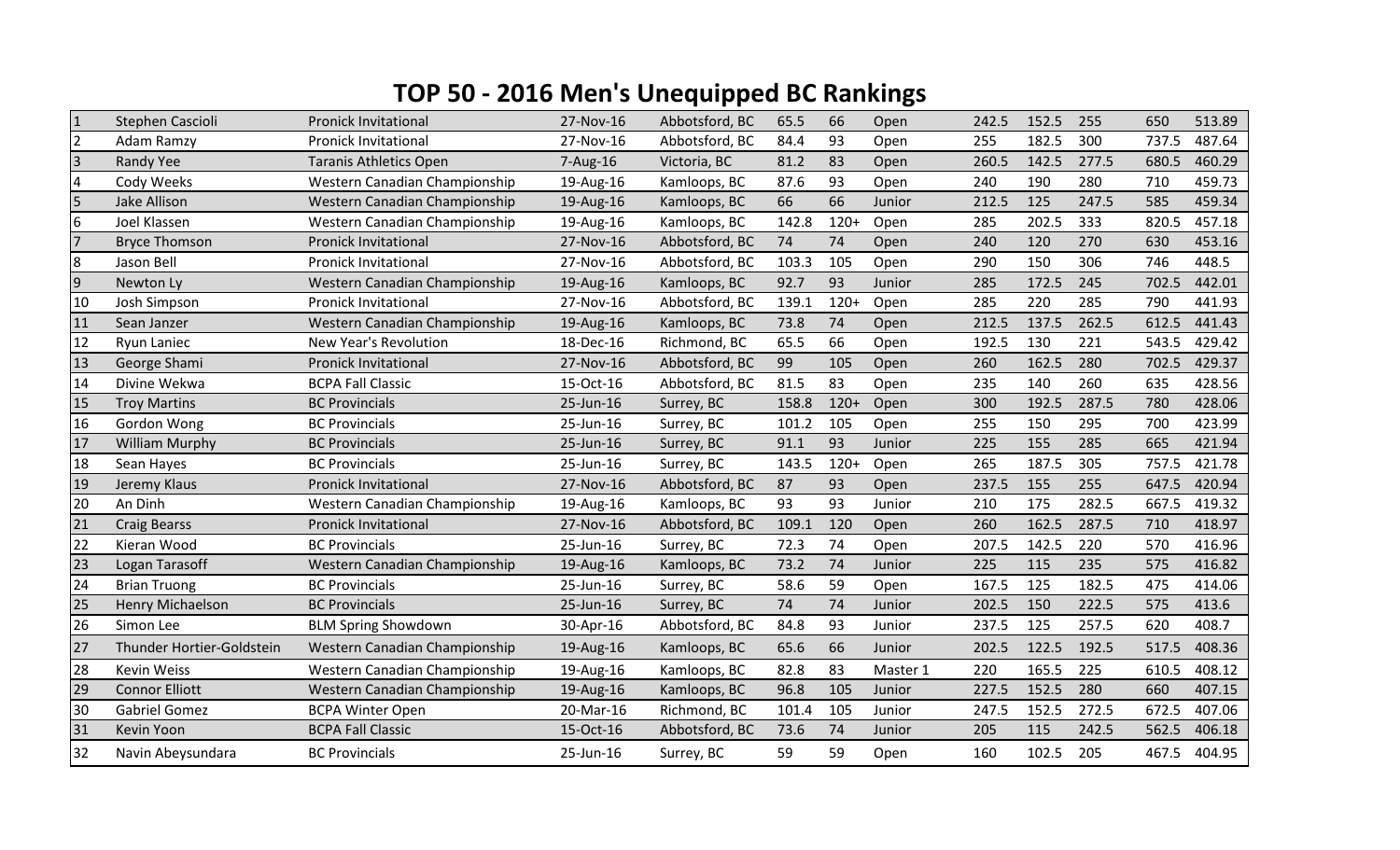# TOP 50 - 2016 Men's Unequipped BC Rankings

| | | | | | | | | | | | | |
|---|---|---|---|---|---|---|---|---|---|---|---|---|
| 1 | Stephen Cascioli | Pronick Invitational | 27-Nov-16 | Abbotsford, BC | 65.5 | 66 | Open | 242.5 | 152.5 | 255 | 650 | 513.89 |
| 2 | Adam Ramzy | Pronick Invitational | 27-Nov-16 | Abbotsford, BC | 84.4 | 93 | Open | 255 | 182.5 | 300 | 737.5 | 487.64 |
| 3 | Randy Yee | Taranis Athletics Open | 7-Aug-16 | Victoria, BC | 81.2 | 83 | Open | 260.5 | 142.5 | 277.5 | 680.5 | 460.29 |
| 4 | Cody Weeks | Western Canadian Championship | 19-Aug-16 | Kamloops, BC | 87.6 | 93 | Open | 240 | 190 | 280 | 710 | 459.73 |
| 5 | Jake Allison | Western Canadian Championship | 19-Aug-16 | Kamloops, BC | 66 | 66 | Junior | 212.5 | 125 | 247.5 | 585 | 459.34 |
| 6 | Joel Klassen | Western Canadian Championship | 19-Aug-16 | Kamloops, BC | 142.8 | 120+ | Open | 285 | 202.5 | 333 | 820.5 | 457.18 |
| 7 | Bryce Thomson | Pronick Invitational | 27-Nov-16 | Abbotsford, BC | 74 | 74 | Open | 240 | 120 | 270 | 630 | 453.16 |
| 8 | Jason Bell | Pronick Invitational | 27-Nov-16 | Abbotsford, BC | 103.3 | 105 | Open | 290 | 150 | 306 | 746 | 448.5 |
| 9 | Newton Ly | Western Canadian Championship | 19-Aug-16 | Kamloops, BC | 92.7 | 93 | Junior | 285 | 172.5 | 245 | 702.5 | 442.01 |
| 10 | Josh Simpson | Pronick Invitational | 27-Nov-16 | Abbotsford, BC | 139.1 | 120+ | Open | 285 | 220 | 285 | 790 | 441.93 |
| 11 | Sean Janzer | Western Canadian Championship | 19-Aug-16 | Kamloops, BC | 73.8 | 74 | Open | 212.5 | 137.5 | 262.5 | 612.5 | 441.43 |
| 12 | Ryun Laniec | New Year's Revolution | 18-Dec-16 | Richmond, BC | 65.5 | 66 | Open | 192.5 | 130 | 221 | 543.5 | 429.42 |
| 13 | George Shami | Pronick Invitational | 27-Nov-16 | Abbotsford, BC | 99 | 105 | Open | 260 | 162.5 | 280 | 702.5 | 429.37 |
| 14 | Divine Wekwa | BCPA Fall Classic | 15-Oct-16 | Abbotsford, BC | 81.5 | 83 | Open | 235 | 140 | 260 | 635 | 428.56 |
| 15 | Troy Martins | BC Provincials | 25-Jun-16 | Surrey, BC | 158.8 | 120+ | Open | 300 | 192.5 | 287.5 | 780 | 428.06 |
| 16 | Gordon Wong | BC Provincials | 25-Jun-16 | Surrey, BC | 101.2 | 105 | Open | 255 | 150 | 295 | 700 | 423.99 |
| 17 | William Murphy | BC Provincials | 25-Jun-16 | Surrey, BC | 91.1 | 93 | Junior | 225 | 155 | 285 | 665 | 421.94 |
| 18 | Sean Hayes | BC Provincials | 25-Jun-16 | Surrey, BC | 143.5 | 120+ | Open | 265 | 187.5 | 305 | 757.5 | 421.78 |
| 19 | Jeremy Klaus | Pronick Invitational | 27-Nov-16 | Abbotsford, BC | 87 | 93 | Open | 237.5 | 155 | 255 | 647.5 | 420.94 |
| 20 | An Dinh | Western Canadian Championship | 19-Aug-16 | Kamloops, BC | 93 | 93 | Junior | 210 | 175 | 282.5 | 667.5 | 419.32 |
| 21 | Craig Bearss | Pronick Invitational | 27-Nov-16 | Abbotsford, BC | 109.1 | 120 | Open | 260 | 162.5 | 287.5 | 710 | 418.97 |
| 22 | Kieran Wood | BC Provincials | 25-Jun-16 | Surrey, BC | 72.3 | 74 | Open | 207.5 | 142.5 | 220 | 570 | 416.96 |
| 23 | Logan Tarasoff | Western Canadian Championship | 19-Aug-16 | Kamloops, BC | 73.2 | 74 | Junior | 225 | 115 | 235 | 575 | 416.82 |
| 24 | Brian Truong | BC Provincials | 25-Jun-16 | Surrey, BC | 58.6 | 59 | Open | 167.5 | 125 | 182.5 | 475 | 414.06 |
| 25 | Henry Michaelson | BC Provincials | 25-Jun-16 | Surrey, BC | 74 | 74 | Junior | 202.5 | 150 | 222.5 | 575 | 413.6 |
| 26 | Simon Lee | BLM Spring Showdown | 30-Apr-16 | Abbotsford, BC | 84.8 | 93 | Junior | 237.5 | 125 | 257.5 | 620 | 408.7 |
| 27 | Thunder Hortier-Goldstein | Western Canadian Championship | 19-Aug-16 | Kamloops, BC | 65.6 | 66 | Junior | 202.5 | 122.5 | 192.5 | 517.5 | 408.36 |
| 28 | Kevin Weiss | Western Canadian Championship | 19-Aug-16 | Kamloops, BC | 82.8 | 83 | Master 1 | 220 | 165.5 | 225 | 610.5 | 408.12 |
| 29 | Connor Elliott | Western Canadian Championship | 19-Aug-16 | Kamloops, BC | 96.8 | 105 | Junior | 227.5 | 152.5 | 280 | 660 | 407.15 |
| 30 | Gabriel Gomez | BCPA Winter Open | 20-Mar-16 | Richmond, BC | 101.4 | 105 | Junior | 247.5 | 152.5 | 272.5 | 672.5 | 407.06 |
| 31 | Kevin Yoon | BCPA Fall Classic | 15-Oct-16 | Abbotsford, BC | 73.6 | 74 | Junior | 205 | 115 | 242.5 | 562.5 | 406.18 |
| 32 | Navin Abeysundara | BC Provincials | 25-Jun-16 | Surrey, BC | 59 | 59 | Open | 160 | 102.5 | 205 | 467.5 | 404.95 |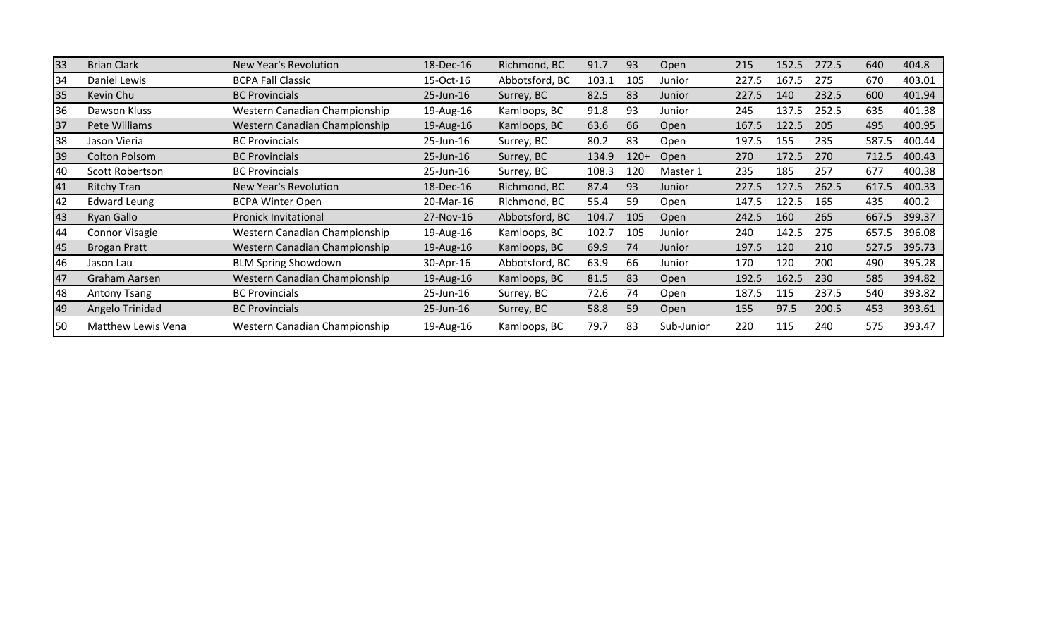| | | | | | | | | | | | | | |
|---|---|---|---|---|---|---|---|---|---|---|---|---|---|
| 33 | Brian Clark | New Year's Revolution | 18-Dec-16 | Richmond, BC | 91.7 | 93 | Open | 215 | 152.5 | 272.5 | 640 | 404.8 |
| 34 | Daniel Lewis | BCPA Fall Classic | 15-Oct-16 | Abbotsford, BC | 103.1 | 105 | Junior | 227.5 | 167.5 | 275 | 670 | 403.01 |
| 35 | Kevin Chu | BC Provincials | 25-Jun-16 | Surrey, BC | 82.5 | 83 | Junior | 227.5 | 140 | 232.5 | 600 | 401.94 |
| 36 | Dawson Kluss | Western Canadian Championship | 19-Aug-16 | Kamloops, BC | 91.8 | 93 | Junior | 245 | 137.5 | 252.5 | 635 | 401.38 |
| 37 | Pete Williams | Western Canadian Championship | 19-Aug-16 | Kamloops, BC | 63.6 | 66 | Open | 167.5 | 122.5 | 205 | 495 | 400.95 |
| 38 | Jason Vieria | BC Provincials | 25-Jun-16 | Surrey, BC | 80.2 | 83 | Open | 197.5 | 155 | 235 | 587.5 | 400.44 |
| 39 | Colton Polsom | BC Provincials | 25-Jun-16 | Surrey, BC | 134.9 | 120+ | Open | 270 | 172.5 | 270 | 712.5 | 400.43 |
| 40 | Scott Robertson | BC Provincials | 25-Jun-16 | Surrey, BC | 108.3 | 120 | Master 1 | 235 | 185 | 257 | 677 | 400.38 |
| 41 | Ritchy Tran | New Year's Revolution | 18-Dec-16 | Richmond, BC | 87.4 | 93 | Junior | 227.5 | 127.5 | 262.5 | 617.5 | 400.33 |
| 42 | Edward Leung | BCPA Winter Open | 20-Mar-16 | Richmond, BC | 55.4 | 59 | Open | 147.5 | 122.5 | 165 | 435 | 400.2 |
| 43 | Ryan Gallo | Pronick Invitational | 27-Nov-16 | Abbotsford, BC | 104.7 | 105 | Open | 242.5 | 160 | 265 | 667.5 | 399.37 |
| 44 | Connor Visagie | Western Canadian Championship | 19-Aug-16 | Kamloops, BC | 102.7 | 105 | Junior | 240 | 142.5 | 275 | 657.5 | 396.08 |
| 45 | Brogan Pratt | Western Canadian Championship | 19-Aug-16 | Kamloops, BC | 69.9 | 74 | Junior | 197.5 | 120 | 210 | 527.5 | 395.73 |
| 46 | Jason Lau | BLM Spring Showdown | 30-Apr-16 | Abbotsford, BC | 63.9 | 66 | Junior | 170 | 120 | 200 | 490 | 395.28 |
| 47 | Graham Aarsen | Western Canadian Championship | 19-Aug-16 | Kamloops, BC | 81.5 | 83 | Open | 192.5 | 162.5 | 230 | 585 | 394.82 |
| 48 | Antony Tsang | BC Provincials | 25-Jun-16 | Surrey, BC | 72.6 | 74 | Open | 187.5 | 115 | 237.5 | 540 | 393.82 |
| 49 | Angelo Trinidad | BC Provincials | 25-Jun-16 | Surrey, BC | 58.8 | 59 | Open | 155 | 97.5 | 200.5 | 453 | 393.61 |
| 50 | Matthew Lewis Vena | Western Canadian Championship | 19-Aug-16 | Kamloops, BC | 79.7 | 83 | Sub-Junior | 220 | 115 | 240 | 575 | 393.47 |